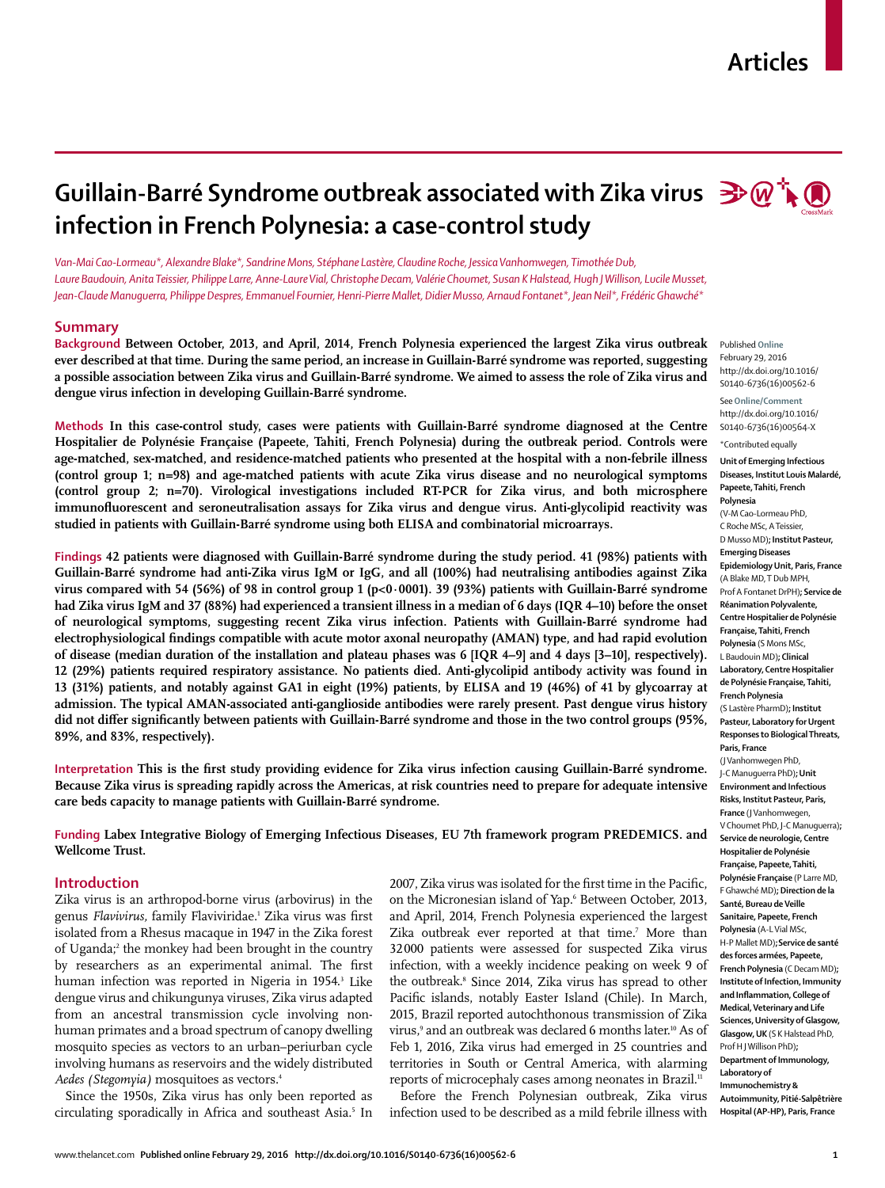# Guillain-Barré Syndrome outbreak associated with Zika virus infection in French Polynesia: a case-control study

*Van-Mai Cao-Lormeau\*, Alexandre Blake\*, Sandrine Mons, Stéphane Lastère, Claudine Roche, Jessica Vanhomwegen, Timothée Dub, Laure Baudouin, Anita Teissier, Philippe Larre, Anne-Laure Vial, Christophe Decam, Valérie Choumet, Susan K Halstead, Hugh J Willison, Lucile Musset, Jean-Claude Manuguerra, Philippe Despres, Emmanuel Fournier, Henri-Pierre Mallet, Didier Musso, Arnaud Fontanet\*, Jean Neil\*, Frédéric Ghawché\**

## Summary

**Background** Between October, 2013, and April, 2014, French Polynesia experienced the largest Zika virus outbreak ever described at that time. During the same period, an increase in Guillain-Barré syndrome was reported, suggesting a possible association between Zika virus and Guillain-Barré syndrome. We aimed to assess the role of Zika virus and dengue virus infection in developing Guillain-Barré syndrome.

**Methods** In this case-control study, cases were patients with Guillain-Barré syndrome diagnosed at the Centre Hospitalier de Polynésie Française (Papeete, Tahiti, French Polynesia) during the outbreak period. Controls were age-matched, sex-matched, and residence-matched patients who presented at the hospital with a non-febrile illness (control group 1; n=98) and age-matched patients with acute Zika virus disease and no neurological symptoms (control group 2; n=70). Virological investigations included RT-PCR for Zika virus, and both microsphere immunofluorescent and seroneutralisation assays for Zika virus and dengue virus. Anti-glycolipid reactivity was studied in patients with Guillain-Barré syndrome using both ELISA and combinatorial microarrays.

**Findings** 42 patients were diagnosed with Guillain-Barré syndrome during the study period. 41 (98%) patients with Guillain-Barré syndrome had anti-Zika virus IgM or IgG, and all (100%) had neutralising antibodies against Zika virus compared with 54 (56%) of 98 in control group 1 ($p<0·0001$). 39 (93%) patients with Guillain-Barré syndrome had Zika virus IgM and 37 (88%) had experienced a transient illness in a median of 6 days (IQR 4–10) before the onset of neurological symptoms, suggesting recent Zika virus infection. Patients with Guillain-Barré syndrome had electrophysiological findings compatible with acute motor axonal neuropathy (AMAN) type, and had rapid evolution of disease (median duration of the installation and plateau phases was 6 [IQR 4–9] and 4 days [3–10], respectively). 12 (29%) patients required respiratory assistance. No patients died. Anti-glycolipid antibody activity was found in 13 (31%) patients, and notably against GA1 in eight (19%) patients, by ELISA and 19 (46%) of 41 by glycoarray at admission. The typical AMAN-associated anti-ganglioside antibodies were rarely present. Past dengue virus history did not differ significantly between patients with Guillain-Barré syndrome and those in the two control groups (95%, 89%, and 83%, respectively).

**Interpretation** This is the first study providing evidence for Zika virus infection causing Guillain-Barré syndrome. Because Zika virus is spreading rapidly across the Americas, at risk countries need to prepare for adequate intensive care beds capacity to manage patients with Guillain-Barré syndrome.

**Funding** Labex Integrative Biology of Emerging Infectious Diseases, EU 7th framework program PREDEMICS. and Wellcome Trust.

## Introduction

Zika virus is an arthropod-borne virus (arbovirus) in the genus *Flavivirus*, family Flaviviridae.[1] Zika virus was first isolated from a Rhesus macaque in 1947 in the Zika forest of Uganda;[2] the monkey had been brought in the country by researchers as an experimental animal. The first human infection was reported in Nigeria in 1954.[3] Like dengue virus and chikungunya viruses, Zika virus adapted from an ancestral transmission cycle involving non-human primates and a broad spectrum of canopy dwelling mosquito species as vectors to an urban–periurban cycle involving humans as reservoirs and the widely distributed *Aedes (Stegomyia)* mosquitoes as vectors.[4]

Since the 1950s, Zika virus has only been reported as circulating sporadically in Africa and southeast Asia.[5] In 2007, Zika virus was isolated for the first time in the Pacific, on the Micronesian island of Yap.[6] Between October, 2013, and April, 2014, French Polynesia experienced the largest Zika outbreak ever reported at that time.[7] More than 32 000 patients were assessed for suspected Zika virus infection, with a weekly incidence peaking on week 9 of the outbreak.[8] Since 2014, Zika virus has spread to other Pacific islands, notably Easter Island (Chile). In March, 2015, Brazil reported autochthonous transmission of Zika virus,[9] and an outbreak was declared 6 months later.[10] As of Feb 1, 2016, Zika virus had emerged in 25 countries and territories in South or Central America, with alarming reports of microcephaly cases among neonates in Brazil.[11]

Before the French Polynesian outbreak, Zika virus infection used to be described as a mild febrile illness with

Published **Online** February 29, 2016 http://dx.doi.org/10.1016/S0140-6736(16)00562-6

See **Online/Comment** http://dx.doi.org/10.1016/S0140-6736(16)00564-X

\*Contributed equally

**Unit of Emerging Infectious Diseases, Institut Louis Malardé, Papeete, Tahiti, French Polynesia** (V-M Cao-Lormeau PhD, C Roche MSc, A Teissier, D Musso MD); **Institut Pasteur, Emerging Diseases Epidemiology Unit, Paris, France** (A Blake MD, T Dub MPH, Prof A Fontanet DrPH); **Service de Réanimation Polyvalente, Centre Hospitalier de Polynésie Française, Tahiti, French Polynesia** (S Mons MSc, L Baudouin MD); **Clinical Laboratory, Centre Hospitalier de Polynésie Française, Tahiti, French Polynesia** (S Lastère PharmD); **Institut Pasteur, Laboratory for Urgent Responses to Biological Threats, Paris, France** (J Vanhomwegen PhD, J-C Manuguerra PhD); **Unit Environment and Infectious Risks, Institut Pasteur, Paris, France** (J Vanhomwegen, V Choumet PhD, J-C Manuguerra); **Service de neurologie, Centre Hospitalier de Polynésie Française, Papeete, Tahiti, Polynésie Française** (P Larre MD, F Ghawché MD); **Direction de la Santé, Bureau de Veille Sanitaire, Papeete, French Polynesia** (A-L Vial MSc, H-P Mallet MD); **Service de santé des forces armées, Papeete, French Polynesia** (C Decam MD); **Institute of Infection, Immunity and Inflammation, College of Medical, Veterinary and Life Sciences, University of Glasgow, Glasgow, UK** (S K Halstead PhD, Prof H J Willison PhD); **Department of Immunology, Laboratory of Immunochemistry & Autoimmunity, Pitié-Salpêtrière Hospital (AP-HP), Paris, France**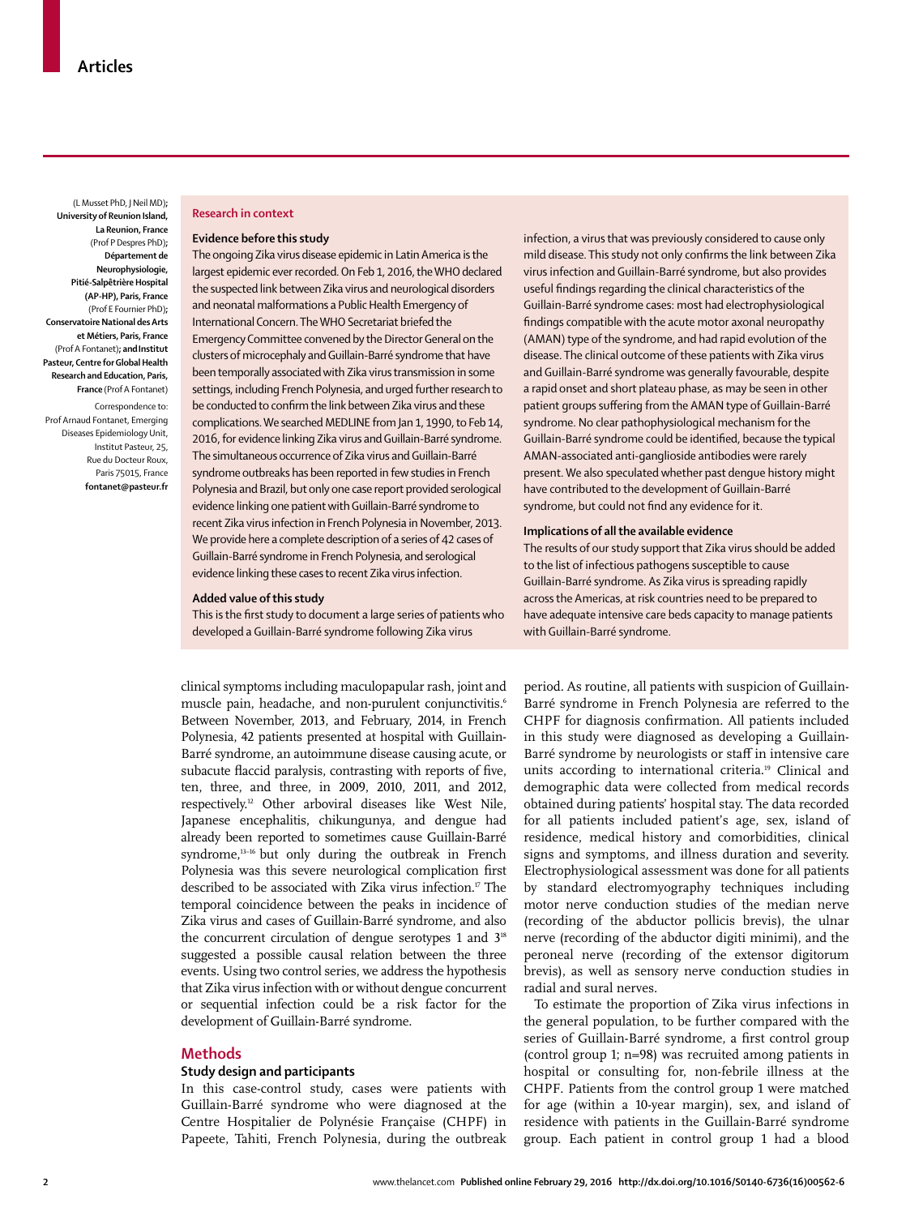(L Musset PhD, J Neil MD); **University of Reunion Island, La Reunion, France** (Prof P Despres PhD); **Département de Neurophysiologie, Pitié-Salpêtrière Hospital (AP-HP), Paris, France** (Prof E Fournier PhD); **Conservatoire National des Arts et Métiers, Paris, France** (Prof A Fontanet); **and Institut Pasteur, Centre for Global Health Research and Education, Paris, France** (Prof A Fontanet)

Correspondence to: Prof Arnaud Fontanet, Emerging Diseases Epidemiology Unit, Institut Pasteur, 25, Rue du Docteur Roux, Paris 75015, France **fontanet@pasteur.fr**

**Research in context**

**Evidence before this study**

The ongoing Zika virus disease epidemic in Latin America is the largest epidemic ever recorded. On Feb 1, 2016, the WHO declared the suspected link between Zika virus and neurological disorders and neonatal malformations a Public Health Emergency of International Concern. The WHO Secretariat briefed the Emergency Committee convened by the Director General on the clusters of microcephaly and Guillain-Barré syndrome that have been temporally associated with Zika virus transmission in some settings, including French Polynesia, and urged further research to be conducted to confirm the link between Zika virus and these complications. We searched MEDLINE from Jan 1, 1990, to Feb 14, 2016, for evidence linking Zika virus and Guillain-Barré syndrome. The simultaneous occurrence of Zika virus and Guillain-Barré syndrome outbreaks has been reported in few studies in French Polynesia and Brazil, but only one case report provided serological evidence linking one patient with Guillain-Barré syndrome to recent Zika virus infection in French Polynesia in November, 2013. We provide here a complete description of a series of 42 cases of Guillain-Barré syndrome in French Polynesia, and serological evidence linking these cases to recent Zika virus infection.

**Added value of this study**

This is the first study to document a large series of patients who developed a Guillain-Barré syndrome following Zika virus infection, a virus that was previously considered to cause only mild disease. This study not only confirms the link between Zika virus infection and Guillain-Barré syndrome, but also provides useful findings regarding the clinical characteristics of the Guillain-Barré syndrome cases: most had electrophysiological findings compatible with the acute motor axonal neuropathy (AMAN) type of the syndrome, and had rapid evolution of the disease. The clinical outcome of these patients with Zika virus and Guillain-Barré syndrome was generally favourable, despite a rapid onset and short plateau phase, as may be seen in other patient groups suffering from the AMAN type of Guillain-Barré syndrome. No clear pathophysiological mechanism for the Guillain-Barré syndrome could be identified, because the typical AMAN-associated anti-ganglioside antibodies were rarely present. We also speculated whether past dengue history might have contributed to the development of Guillain-Barré syndrome, but could not find any evidence for it.

**Implications of all the available evidence**

The results of our study support that Zika virus should be added to the list of infectious pathogens susceptible to cause Guillain-Barré syndrome. As Zika virus is spreading rapidly across the Americas, at risk countries need to be prepared to have adequate intensive care beds capacity to manage patients with Guillain-Barré syndrome.

clinical symptoms including maculopapular rash, joint and muscle pain, headache, and non-purulent conjunctivitis.[6] Between November, 2013, and February, 2014, in French Polynesia, 42 patients presented at hospital with Guillain-Barré syndrome, an autoimmune disease causing acute, or subacute flaccid paralysis, contrasting with reports of five, ten, three, and three, in 2009, 2010, 2011, and 2012, respectively.[12] Other arboviral diseases like West Nile, Japanese encephalitis, chikungunya, and dengue had already been reported to sometimes cause Guillain-Barré syndrome,[13–16] but only during the outbreak in French Polynesia was this severe neurological complication first described to be associated with Zika virus infection.[17] The temporal coincidence between the peaks in incidence of Zika virus and cases of Guillain-Barré syndrome, and also the concurrent circulation of dengue serotypes 1 and 3[18] suggested a possible causal relation between the three events. Using two control series, we address the hypothesis that Zika virus infection with or without dengue concurrent or sequential infection could be a risk factor for the development of Guillain-Barré syndrome.

## Methods

### Study design and participants

In this case-control study, cases were patients with Guillain-Barré syndrome who were diagnosed at the Centre Hospitalier de Polynésie Française (CHPF) in Papeete, Tahiti, French Polynesia, during the outbreak period. As routine, all patients with suspicion of Guillain-Barré syndrome in French Polynesia are referred to the CHPF for diagnosis confirmation. All patients included in this study were diagnosed as developing a Guillain-Barré syndrome by neurologists or staff in intensive care units according to international criteria.[19] Clinical and demographic data were collected from medical records obtained during patients' hospital stay. The data recorded for all patients included patient's age, sex, island of residence, medical history and comorbidities, clinical signs and symptoms, and illness duration and severity. Electrophysiological assessment was done for all patients by standard electromyography techniques including motor nerve conduction studies of the median nerve (recording of the abductor pollicis brevis), the ulnar nerve (recording of the abductor digiti minimi), and the peroneal nerve (recording of the extensor digitorum brevis), as well as sensory nerve conduction studies in radial and sural nerves.

To estimate the proportion of Zika virus infections in the general population, to be further compared with the series of Guillain-Barré syndrome, a first control group (control group 1; n=98) was recruited among patients in hospital or consulting for, non-febrile illness at the CHPF. Patients from the control group 1 were matched for age (within a 10-year margin), sex, and island of residence with patients in the Guillain-Barré syndrome group. Each patient in control group 1 had a blood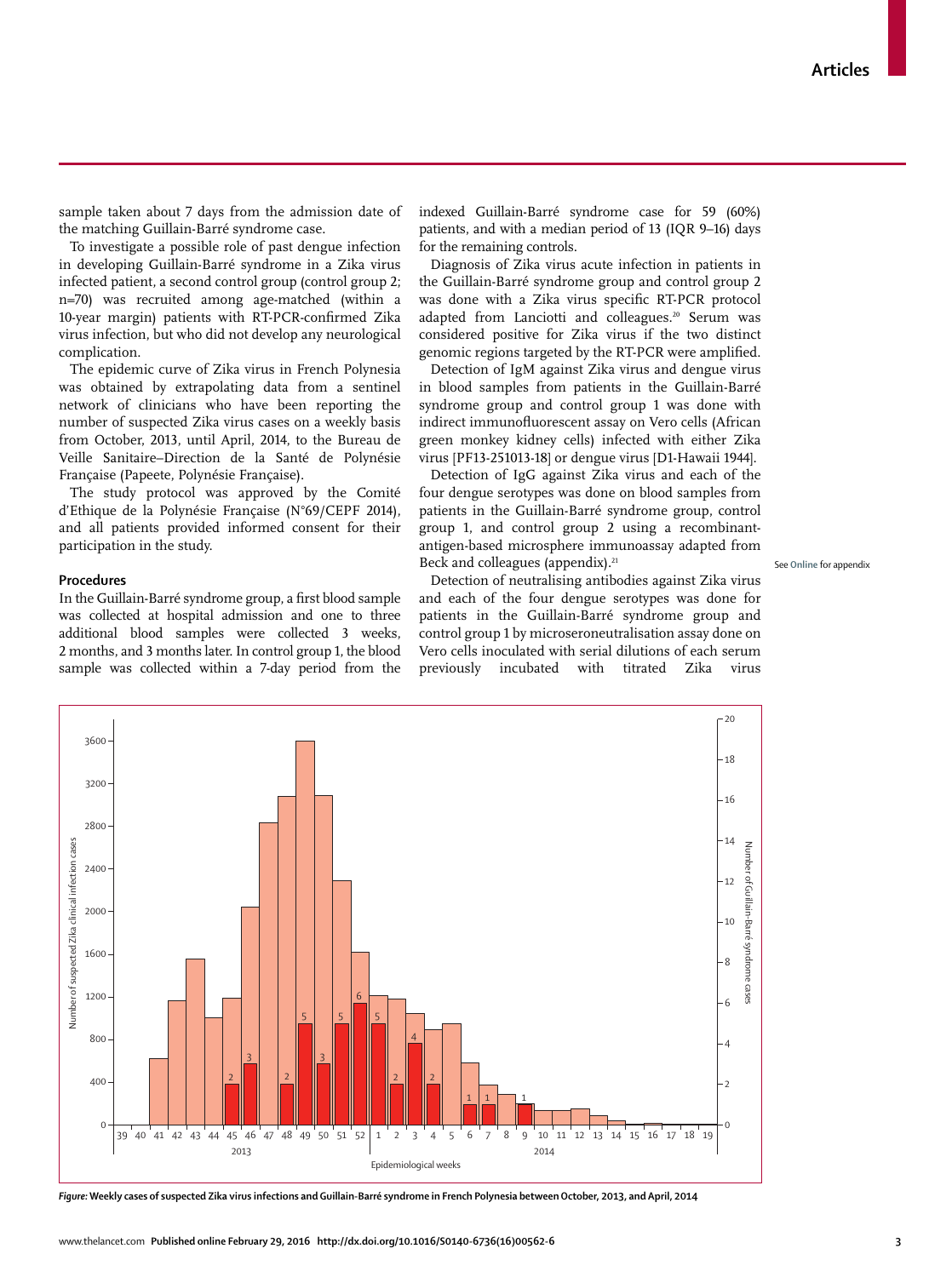sample taken about 7 days from the admission date of the matching Guillain-Barré syndrome case.

To investigate a possible role of past dengue infection in developing Guillain-Barré syndrome in a Zika virus infected patient, a second control group (control group 2; n=70) was recruited among age-matched (within a 10-year margin) patients with RT-PCR-confirmed Zika virus infection, but who did not develop any neurological complication.

The epidemic curve of Zika virus in French Polynesia was obtained by extrapolating data from a sentinel network of clinicians who have been reporting the number of suspected Zika virus cases on a weekly basis from October, 2013, until April, 2014, to the Bureau de Veille Sanitaire–Direction de la Santé de Polynésie Française (Papeete, Polynésie Française).

The study protocol was approved by the Comité d'Ethique de la Polynésie Française (N°69/CEPF 2014), and all patients provided informed consent for their participation in the study.

## Procedures

In the Guillain-Barré syndrome group, a first blood sample was collected at hospital admission and one to three additional blood samples were collected 3 weeks, 2 months, and 3 months later. In control group 1, the blood sample was collected within a 7-day period from the indexed Guillain-Barré syndrome case for 59 (60%) patients, and with a median period of 13 (IQR 9–16) days for the remaining controls.

Diagnosis of Zika virus acute infection in patients in the Guillain-Barré syndrome group and control group 2 was done with a Zika virus specific RT-PCR protocol adapted from Lanciotti and colleagues.[20] Serum was considered positive for Zika virus if the two distinct genomic regions targeted by the RT-PCR were amplified.

Detection of IgM against Zika virus and dengue virus in blood samples from patients in the Guillain-Barré syndrome group and control group 1 was done with indirect immunofluorescent assay on Vero cells (African green monkey kidney cells) infected with either Zika virus [PF13-251013-18] or dengue virus [D1-Hawaii 1944].

Detection of IgG against Zika virus and each of the four dengue serotypes was done on blood samples from patients in the Guillain-Barré syndrome group, control group 1, and control group 2 using a recombinant-antigen-based microsphere immunoassay adapted from Beck and colleagues (appendix).[21]

See Online for appendix

Detection of neutralising antibodies against Zika virus and each of the four dengue serotypes was done for patients in the Guillain-Barré syndrome group and control group 1 by microseroneutralisation assay done on Vero cells inoculated with serial dilutions of each serum previously incubated with titrated Zika virus

*Figure:* **Weekly cases of suspected Zika virus infections and Guillain-Barré syndrome in French Polynesia between October, 2013, and April, 2014**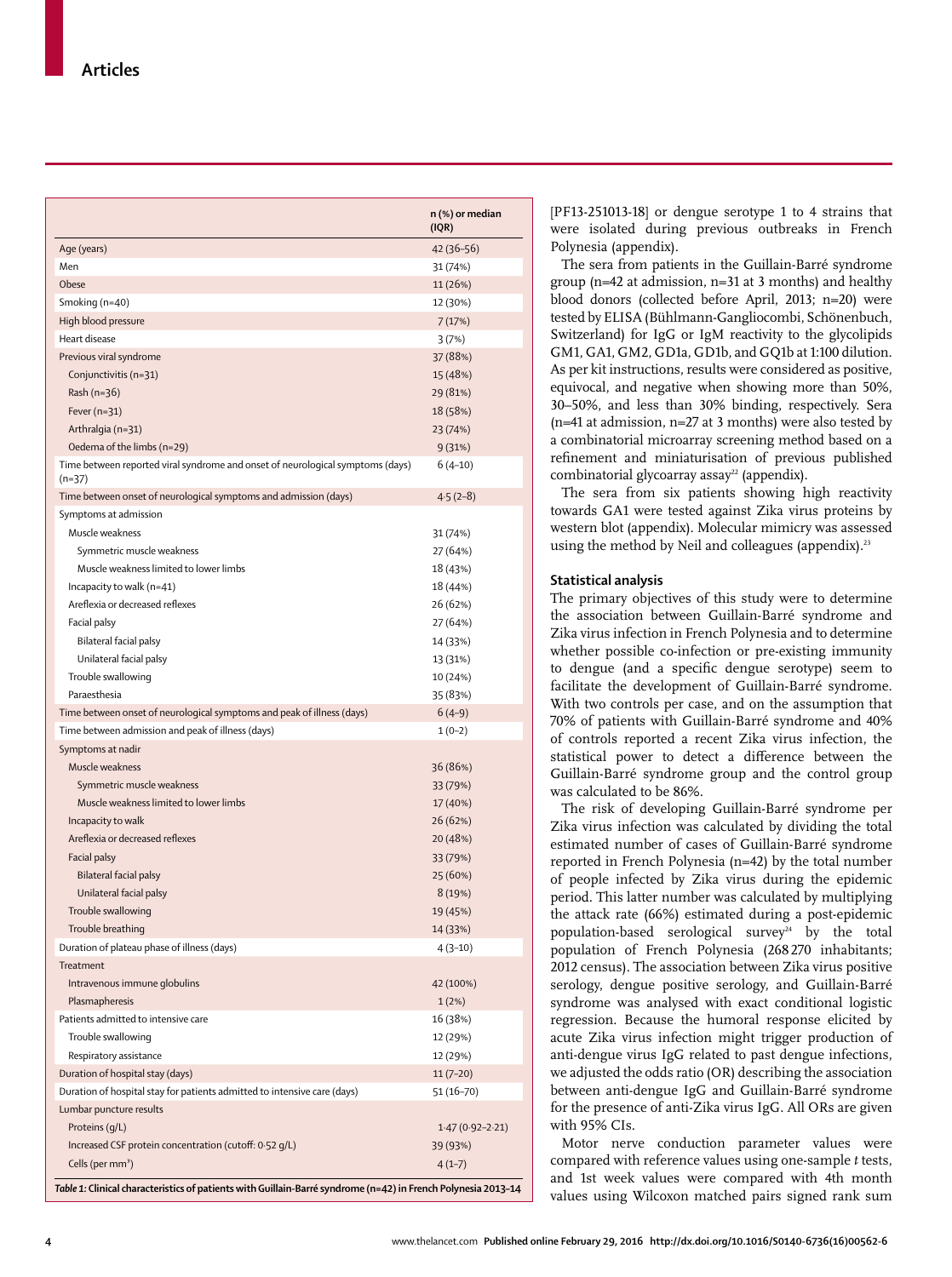| | n (%) or median (IQR) |
|---|---|
| Age (years) | 42 (36–56) |
| Men | 31 (74%) |
| Obese | 11 (26%) |
| Smoking (n=40) | 12 (30%) |
| High blood pressure | 7 (17%) |
| Heart disease | 3 (7%) |
| Previous viral syndrome | 37 (88%) |
| Conjunctivitis (n=31) | 15 (48%) |
| Rash (n=36) | 29 (81%) |
| Fever (n=31) | 18 (58%) |
| Arthralgia (n=31) | 23 (74%) |
| Oedema of the limbs (n=29) | 9 (31%) |
| Time between reported viral syndrome and onset of neurological symptoms (days) (n=37) | 6 (4–10) |
| Time between onset of neurological symptoms and admission (days) | 4·5 (2–8) |
| Symptoms at admission | |
| Muscle weakness | 31 (74%) |
| Symmetric muscle weakness | 27 (64%) |
| Muscle weakness limited to lower limbs | 18 (43%) |
| Incapacity to walk (n=41) | 18 (44%) |
| Areflexia or decreased reflexes | 26 (62%) |
| Facial palsy | 27 (64%) |
| Bilateral facial palsy | 14 (33%) |
| Unilateral facial palsy | 13 (31%) |
| Trouble swallowing | 10 (24%) |
| Paraesthesia | 35 (83%) |
| Time between onset of neurological symptoms and peak of illness (days) | 6 (4–9) |
| Time between admission and peak of illness (days) | 1 (0–2) |
| Symptoms at nadir | |
| Muscle weakness | 36 (86%) |
| Symmetric muscle weakness | 33 (79%) |
| Muscle weakness limited to lower limbs | 17 (40%) |
| Incapacity to walk | 26 (62%) |
| Areflexia or decreased reflexes | 20 (48%) |
| Facial palsy | 33 (79%) |
| Bilateral facial palsy | 25 (60%) |
| Unilateral facial palsy | 8 (19%) |
| Trouble swallowing | 19 (45%) |
| Trouble breathing | 14 (33%) |
| Duration of plateau phase of illness (days) | 4 (3–10) |
| Treatment | |
| Intravenous immune globulins | 42 (100%) |
| Plasmapheresis | 1 (2%) |
| Patients admitted to intensive care | 16 (38%) |
| Trouble swallowing | 12 (29%) |
| Respiratory assistance | 12 (29%) |
| Duration of hospital stay (days) | 11 (7–20) |
| Duration of hospital stay for patients admitted to intensive care (days) | 51 (16–70) |
| Lumbar puncture results | |
| Proteins (g/L) | 1·47 (0·92–2·21) |
| Increased CSF protein concentration (cutoff: 0·52 g/L) | 39 (93%) |
| Cells (per mm³) | 4 (1–7) |

**Table 1:** Clinical characteristics of patients with Guillain-Barré syndrome (n=42) in French Polynesia 2013–14

[PF13-251013-18] or dengue serotype 1 to 4 strains that were isolated during previous outbreaks in French Polynesia (appendix).

The sera from patients in the Guillain-Barré syndrome group (n=42 at admission, n=31 at 3 months) and healthy blood donors (collected before April, 2013; n=20) were tested by ELISA (Bühlmann-Gangliocombi, Schönenbuch, Switzerland) for IgG or IgM reactivity to the glycolipids GM1, GA1, GM2, GD1a, GD1b, and GQ1b at 1:100 dilution. As per kit instructions, results were considered as positive, equivocal, and negative when showing more than 50%, 30–50%, and less than 30% binding, respectively. Sera (n=41 at admission, n=27 at 3 months) were also tested by a combinatorial microarray screening method based on a refinement and miniaturisation of previous published combinatorial glycoarray assay[22] (appendix).

The sera from six patients showing high reactivity towards GA1 were tested against Zika virus proteins by western blot (appendix). Molecular mimicry was assessed using the method by Neil and colleagues (appendix).[23]

### Statistical analysis

The primary objectives of this study were to determine the association between Guillain-Barré syndrome and Zika virus infection in French Polynesia and to determine whether possible co-infection or pre-existing immunity to dengue (and a specific dengue serotype) seem to facilitate the development of Guillain-Barré syndrome. With two controls per case, and on the assumption that 70% of patients with Guillain-Barré syndrome and 40% of controls reported a recent Zika virus infection, the statistical power to detect a difference between the Guillain-Barré syndrome group and the control group was calculated to be 86%.

The risk of developing Guillain-Barré syndrome per Zika virus infection was calculated by dividing the total estimated number of cases of Guillain-Barré syndrome reported in French Polynesia (n=42) by the total number of people infected by Zika virus during the epidemic period. This latter number was calculated by multiplying the attack rate (66%) estimated during a post-epidemic population-based serological survey[24] by the total population of French Polynesia (268 270 inhabitants; 2012 census). The association between Zika virus positive serology, dengue positive serology, and Guillain-Barré syndrome was analysed with exact conditional logistic regression. Because the humoral response elicited by acute Zika virus infection might trigger production of anti-dengue virus IgG related to past dengue infections, we adjusted the odds ratio (OR) describing the association between anti-dengue IgG and Guillain-Barré syndrome for the presence of anti-Zika virus IgG. All ORs are given with 95% CIs.

Motor nerve conduction parameter values were compared with reference values using one-sample $t$ tests, and 1st week values were compared with 4th month values using Wilcoxon matched pairs signed rank sum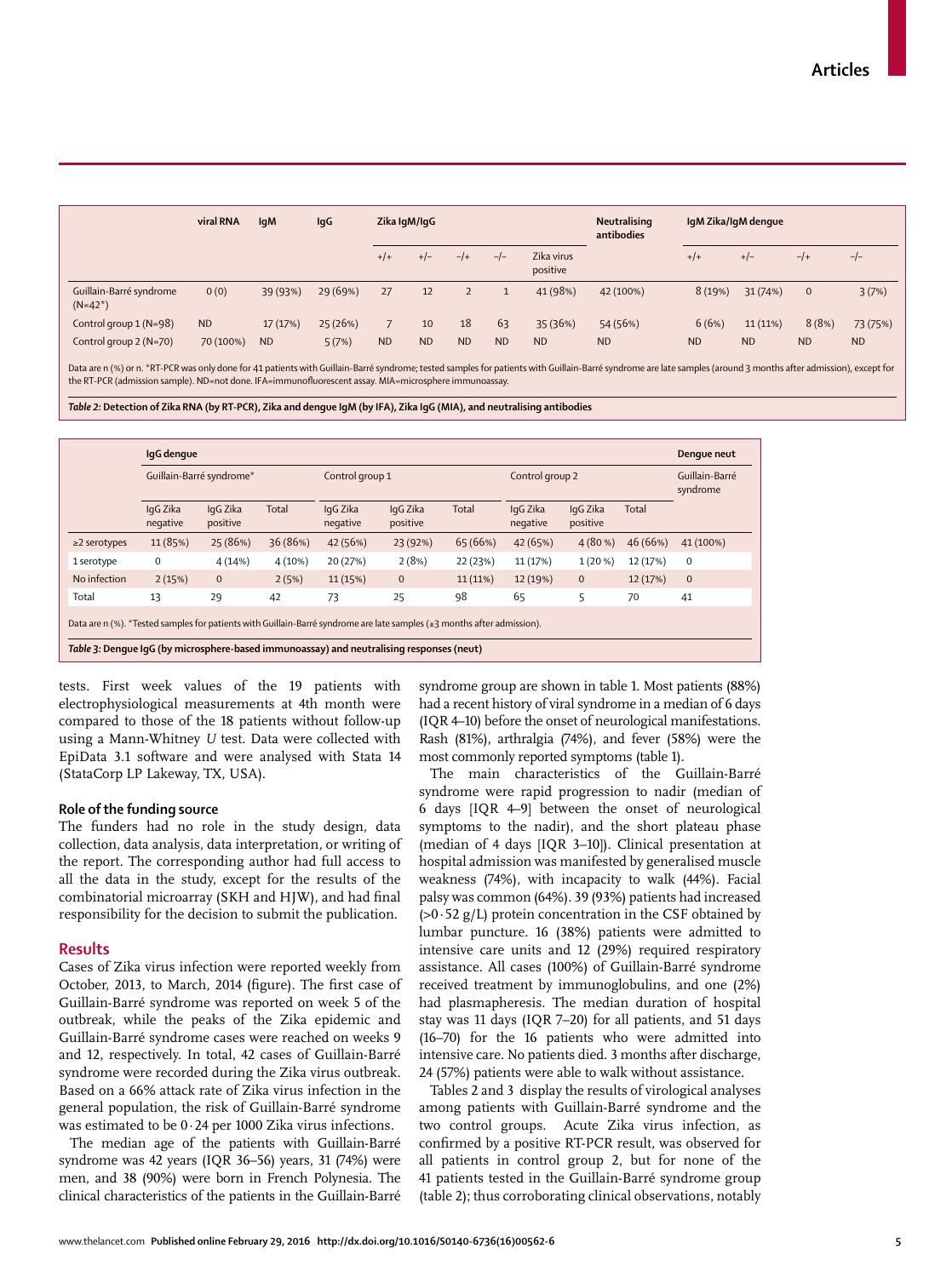| | viral RNA | IgM | IgG | Zika IgM/IgG | | | | | Neutralising antibodies | IgM Zika/IgM dengue | | | |
|---|---|---|---|---|---|---|---|---|---|---|---|---|---|
| | | | | +/+ | +/− | −/+ | −/− | Zika virus positive | | +/+ | +/− | −/+ | −/− |
| Guillain-Barré syndrome (N=42*) | 0 (0) | 39 (93%) | 29 (69%) | 27 | 12 | 2 | 1 | 41 (98%) | 42 (100%) | 8 (19%) | 31 (74%) | 0 | 3 (7%) |
| Control group 1 (N=98) | ND | 17 (17%) | 25 (26%) | 7 | 10 | 18 | 63 | 35 (36%) | 54 (56%) | 6 (6%) | 11 (11%) | 8 (8%) | 73 (75%) |
| Control group 2 (N=70) | 70 (100%) | ND | 5 (7%) | ND | ND | ND | ND | ND | ND | ND | ND | ND | ND |

Data are n (%) or n. *RT-PCR was only done for 41 patients with Guillain-Barré syndrome; tested samples for patients with Guillain-Barré syndrome are late samples (around 3 months after admission), except for the RT-PCR (admission sample). ND=not done. IFA=immunofluorescent assay. MIA=microsphere immunoassay.

*Table 2:* **Detection of Zika RNA (by RT-PCR), Zika and dengue IgM (by IFA), Zika IgG (MIA), and neutralising antibodies**

| | IgG dengue | | | | | | | | | Dengue neut |
|---|---|---|---|---|---|---|---|---|---|---|
| | Guillain-Barré syndrome* | | | Control group 1 | | | Control group 2 | | | Guillain-Barré syndrome |
| | IgG Zika negative | IgG Zika positive | Total | IgG Zika negative | IgG Zika positive | Total | IgG Zika negative | IgG Zika positive | Total | |
| ≥2 serotypes | 11 (85%) | 25 (86%) | 36 (86%) | 42 (56%) | 23 (92%) | 65 (66%) | 42 (65%) | 4 (80 %) | 46 (66%) | 41 (100%) |
| 1 serotype | 0 | 4 (14%) | 4 (10%) | 20 (27%) | 2 (8%) | 22 (23%) | 11 (17%) | 1 (20 %) | 12 (17%) | 0 |
| No infection | 2 (15%) | 0 | 2 (5%) | 11 (15%) | 0 | 11 (11%) | 12 (19%) | 0 | 12 (17%) | 0 |
| Total | 13 | 29 | 42 | 73 | 25 | 98 | 65 | 5 | 70 | 41 |

Data are n (%). *Tested samples for patients with Guillain-Barré syndrome are late samples (±3 months after admission).

*Table 3:* **Dengue IgG (by microsphere-based immunoassay) and neutralising responses (neut)**

tests. First week values of the 19 patients with electrophysiological measurements at 4th month were compared to those of the 18 patients without follow-up using a Mann-Whitney *U* test. Data were collected with EpiData 3.1 software and were analysed with Stata 14 (StataCorp LP Lakeway, TX, USA).

### Role of the funding source

The funders had no role in the study design, data collection, data analysis, data interpretation, or writing of the report. The corresponding author had full access to all the data in the study, except for the results of the combinatorial microarray (SKH and HJW), and had final responsibility for the decision to submit the publication.

## Results

Cases of Zika virus infection were reported weekly from October, 2013, to March, 2014 (figure). The first case of Guillain-Barré syndrome was reported on week 5 of the outbreak, while the peaks of the Zika epidemic and Guillain-Barré syndrome cases were reached on weeks 9 and 12, respectively. In total, 42 cases of Guillain-Barré syndrome were recorded during the Zika virus outbreak. Based on a 66% attack rate of Zika virus infection in the general population, the risk of Guillain-Barré syndrome was estimated to be 0·24 per 1000 Zika virus infections.

The median age of the patients with Guillain-Barré syndrome was 42 years (IQR 36–56) years, 31 (74%) were men, and 38 (90%) were born in French Polynesia. The clinical characteristics of the patients in the Guillain-Barré syndrome group are shown in table 1. Most patients (88%) had a recent history of viral syndrome in a median of 6 days (IQR 4–10) before the onset of neurological manifestations. Rash (81%), arthralgia (74%), and fever (58%) were the most commonly reported symptoms (table 1).

The main characteristics of the Guillain-Barré syndrome were rapid progression to nadir (median of 6 days [IQR 4–9] between the onset of neurological symptoms to the nadir), and the short plateau phase (median of 4 days [IQR 3–10]). Clinical presentation at hospital admission was manifested by generalised muscle weakness (74%), with incapacity to walk (44%). Facial palsy was common (64%). 39 (93%) patients had increased (>0·52 g/L) protein concentration in the CSF obtained by lumbar puncture. 16 (38%) patients were admitted to intensive care units and 12 (29%) required respiratory assistance. All cases (100%) of Guillain-Barré syndrome received treatment by immunoglobulins, and one (2%) had plasmapheresis. The median duration of hospital stay was 11 days (IQR 7–20) for all patients, and 51 days (16–70) for the 16 patients who were admitted into intensive care. No patients died. 3 months after discharge, 24 (57%) patients were able to walk without assistance.

Tables 2 and 3 display the results of virological analyses among patients with Guillain-Barré syndrome and the two control groups. Acute Zika virus infection, as confirmed by a positive RT-PCR result, was observed for all patients in control group 2, but for none of the 41 patients tested in the Guillain-Barré syndrome group (table 2); thus corroborating clinical observations, notably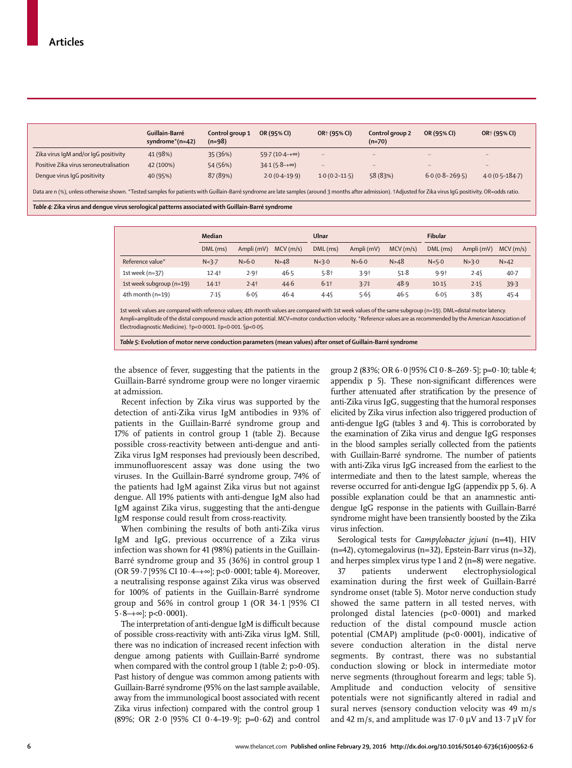| | Guillain-Barré syndrome*(n=42) | Control group 1 (n=98) | OR (95% CI) | OR† (95% CI) | Control group 2 (n=70) | OR (95% CI) | OR† (95% CI) |
|---|---|---|---|---|---|---|---|
| Zika virus IgM and/or IgG positivity | 41 (98%) | 35 (36%) | 59·7 (10·4–+∞) | .. | .. | .. | .. |
| Positive Zika virus seroneutralisation | 42 (100%) | 54 (56%) | 34·1 (5·8–+∞) | .. | .. | .. | .. |
| Dengue virus IgG positivity | 40 (95%) | 87 (89%) | 2·0 (0·4–19·9) | 1·0 (0·2–11·5) | 58 (83%) | 6·0 (0·8–269·5) | 4·0 (0·5–184·7) |

Data are n (%), unless otherwise shown. *Tested samples for patients with Guillain-Barré syndrome are late samples (around 3 months after admission). †Adjusted for Zika virus IgG positivity. OR=odds ratio.

*Table 4:* **Zika virus and dengue virus serological patterns associated with Guillain-Barré syndrome**

| | Median | | | Ulnar | | | Fibular | | |
|---|---|---|---|---|---|---|---|---|---|
| | DML (ms) | Ampli (mV) | MCV (m/s) | DML (ms) | Ampli (mV) | MCV (m/s) | DML (ms) | Ampli (mV) | MCV (m/s) |
| Reference value* | N<3·7 | N>6·0 | N>48 | N<3·0 | N>6·0 | N>48 | N<5·0 | N>3·0 | N>42 |
| 1st week (n=37) | 12·4† | 2·9† | 46·5 | 5·8† | 3·9† | 51·8 | 9·9† | 2·4§ | 40·7 |
| 1st week subgroup (n=19) | 14·1† | 2·4† | 44·6 | 6·1† | 3·7‡ | 48·9 | 10·1§ | 2·1§ | 39·3 |
| 4th month (n=19) | 7·1§ | 6·0§ | 46·4 | 4·4§ | 5·6§ | 46·5 | 6·0§ | 3·8§ | 45·4 |

1st week values are compared with reference values; 4th month values are compared with 1st week values of the same subgroup (n=19). DML=distal motor latency. Ampli=amplitude of the distal compound muscle action potential. MCV=motor conduction velocity. *Reference values are as recommended by the American Association of Electrodiagnostic Medicine). †p<0·0001. ‡p<0·001. §p<0·05.

*Table 5:* **Evolution of motor nerve conduction parameters (mean values) after onset of Guillain-Barré syndrome**

the absence of fever, suggesting that the patients in the Guillain-Barré syndrome group were no longer viraemic at admission.

Recent infection by Zika virus was supported by the detection of anti-Zika virus IgM antibodies in 93% of patients in the Guillain-Barré syndrome group and 17% of patients in control group 1 (table 2). Because possible cross-reactivity between anti-dengue and anti-Zika virus IgM responses had previously been described, immunofluorescent assay was done using the two viruses. In the Guillain-Barré syndrome group, 74% of the patients had IgM against Zika virus but not against dengue. All 19% patients with anti-dengue IgM also had IgM against Zika virus, suggesting that the anti-dengue IgM response could result from cross-reactivity.

When combining the results of both anti-Zika virus IgM and IgG, previous occurrence of a Zika virus infection was shown for 41 (98%) patients in the Guillain-Barré syndrome group and 35 (36%) in control group 1 (OR 59·7 [95% CI 10·4–+∞]; p<0·0001; table 4). Moreover, a neutralising response against Zika virus was observed for 100% of patients in the Guillain-Barré syndrome group and 56% in control group 1 (OR 34·1 [95% CI 5·8–+∞]; p<0·0001).

The interpretation of anti-dengue IgM is difficult because of possible cross-reactivity with anti-Zika virus IgM. Still, there was no indication of increased recent infection with dengue among patients with Guillain-Barré syndrome when compared with the control group 1 (table 2; p>0·05). Past history of dengue was common among patients with Guillain-Barré syndrome (95% on the last sample available, away from the immunological boost associated with recent Zika virus infection) compared with the control group 1 (89%; OR 2·0 [95% CI 0·4–19·9]; p=0·62) and control group 2 (83%; OR 6·0 [95% CI 0·8–269·5]; p=0·10; table 4; appendix p 5). These non-significant differences were further attenuated after stratification by the presence of anti-Zika virus IgG, suggesting that the humoral responses elicited by Zika virus infection also triggered production of anti-dengue IgG (tables 3 and 4). This is corroborated by the examination of Zika virus and dengue IgG responses in the blood samples serially collected from the patients with Guillain-Barré syndrome. The number of patients with anti-Zika virus IgG increased from the earliest to the intermediate and then to the latest sample, whereas the reverse occurred for anti-dengue IgG (appendix pp 5, 6). A possible explanation could be that an anamnestic anti-dengue IgG response in the patients with Guillain-Barré syndrome might have been transiently boosted by the Zika virus infection.

Serological tests for *Campylobacter jejuni* (n=41), HIV (n=42), cytomegalovirus (n=32), Epstein-Barr virus (n=32), and herpes simplex virus type 1 and 2 (n=8) were negative.

37 patients underwent electrophysiological examination during the first week of Guillain-Barré syndrome onset (table 5). Motor nerve conduction study showed the same pattern in all tested nerves, with prolonged distal latencies (p<0·0001) and marked reduction of the distal compound muscle action potential (CMAP) amplitude (p<0·0001), indicative of severe conduction alteration in the distal nerve segments. By contrast, there was no substantial conduction slowing or block in intermediate motor nerve segments (throughout forearm and legs; table 5). Amplitude and conduction velocity of sensitive potentials were not significantly altered in radial and sural nerves (sensory conduction velocity was 49 m/s and 42 m/s, and amplitude was 17·0 μV and 13·7 μV for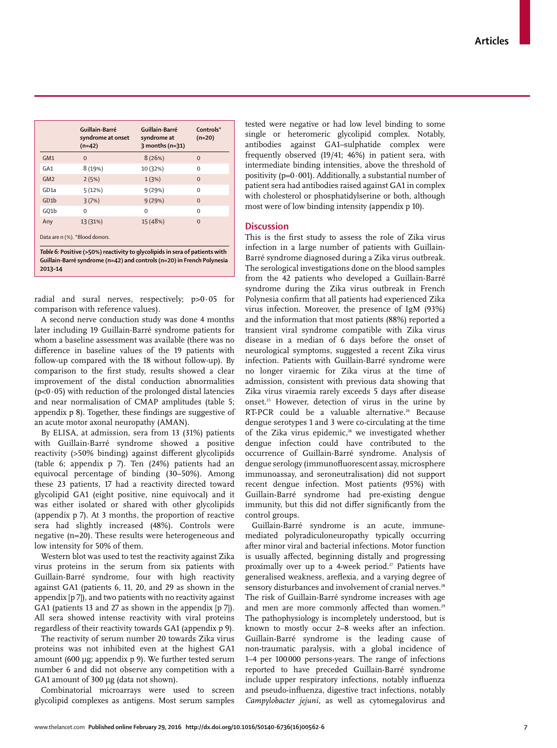|  | Guillain-Barré syndrome at onset (n=42) | Guillain-Barré syndrome at 3 months (n=31) | Controls* (n=20) |
|---|---|---|---|
| GM1 | 0 | 8 (26%) | 0 |
| GA1 | 8 (19%) | 10 (32%) | 0 |
| GM2 | 2 (5%) | 1 (3%) | 0 |
| GD1a | 5 (12%) | 9 (29%) | 0 |
| GD1b | 3 (7%) | 9 (29%) | 0 |
| GQ1b | 0 | 0 | 0 |
| Any | 13 (31%) | 15 (48%) | 0 |

Data are n (%). *Blood donors.

***Table 6:* Positive (>50%) reactivity to glycolipids in sera of patients with Guillain-Barré syndrome (n=42) and controls (n=20) in French Polynesia 2013–14**

radial and sural nerves, respectively; $p>0·05$ for comparison with reference values).

A second nerve conduction study was done 4 months later including 19 Guillain-Barré syndrome patients for whom a baseline assessment was available (there was no difference in baseline values of the 19 patients with follow-up compared with the 18 without follow-up). By comparison to the first study, results showed a clear improvement of the distal conduction abnormalities ($p<0·05$) with reduction of the prolonged distal latencies and near normalisation of CMAP amplitudes (table 5; appendix p 8). Together, these findings are suggestive of an acute motor axonal neuropathy (AMAN).

By ELISA, at admission, sera from 13 (31%) patients with Guillain-Barré syndrome showed a positive reactivity (>50% binding) against different glycolipids (table 6; appendix p 7). Ten (24%) patients had an equivocal percentage of binding (30–50%). Among these 23 patients, 17 had a reactivity directed toward glycolipid GA1 (eight positive, nine equivocal) and it was either isolated or shared with other glycolipids (appendix p 7). At 3 months, the proportion of reactive sera had slightly increased (48%). Controls were negative (n=20). These results were heterogeneous and low intensity for 50% of them.

Western blot was used to test the reactivity against Zika virus proteins in the serum from six patients with Guillain-Barré syndrome, four with high reactivity against GA1 (patients 6, 11, 20, and 29 as shown in the appendix [p 7]), and two patients with no reactivity against GA1 (patients 13 and 27 as shown in the appendix [p 7]). All sera showed intense reactivity with viral proteins regardless of their reactivity towards GA1 (appendix p 9).

The reactivity of serum number 20 towards Zika virus proteins was not inhibited even at the highest GA1 amount (600 µg; appendix p 9). We further tested serum number 6 and did not observe any competition with a GA1 amount of 300 µg (data not shown).

Combinatorial microarrays were used to screen glycolipid complexes as antigens. Most serum samples tested were negative or had low level binding to some single or heteromeric glycolipid complex. Notably, antibodies against GA1–sulphatide complex were frequently observed (19/41; 46%) in patient sera, with intermediate binding intensities, above the threshold of positivity ($p=0·001$). Additionally, a substantial number of patient sera had antibodies raised against GA1 in complex with cholesterol or phosphatidylserine or both, although most were of low binding intensity (appendix p 10).

## Discussion

This is the first study to assess the role of Zika virus infection in a large number of patients with Guillain-Barré syndrome diagnosed during a Zika virus outbreak. The serological investigations done on the blood samples from the 42 patients who developed a Guillain-Barré syndrome during the Zika virus outbreak in French Polynesia confirm that all patients had experienced Zika virus infection. Moreover, the presence of IgM (93%) and the information that most patients (88%) reported a transient viral syndrome compatible with Zika virus disease in a median of 6 days before the onset of neurological symptoms, suggested a recent Zika virus infection. Patients with Guillain-Barré syndrome were no longer viraemic for Zika virus at the time of admission, consistent with previous data showing that Zika virus viraemia rarely exceeds 5 days after disease onset.[25] However, detection of virus in the urine by RT-PCR could be a valuable alternative.[26] Because dengue serotypes 1 and 3 were co-circulating at the time of the Zika virus epidemic,[18] we investigated whether dengue infection could have contributed to the occurrence of Guillain-Barré syndrome. Analysis of dengue serology (immunofluorescent assay, microsphere immunoassay, and seroneutralisation) did not support recent dengue infection. Most patients (95%) with Guillain-Barré syndrome had pre-existing dengue immunity, but this did not differ significantly from the control groups.

Guillain-Barré syndrome is an acute, immune-mediated polyradiculoneuropathy typically occurring after minor viral and bacterial infections. Motor function is usually affected, beginning distally and progressing proximally over up to a 4-week period.[27] Patients have generalised weakness, areflexia, and a varying degree of sensory disturbances and involvement of cranial nerves.[28] The risk of Guillain-Barré syndrome increases with age and men are more commonly affected than women.[29] The pathophysiology is incompletely understood, but is known to mostly occur 2–8 weeks after an infection. Guillain-Barré syndrome is the leading cause of non-traumatic paralysis, with a global incidence of 1–4 per 100 000 persons-years. The range of infections reported to have preceded Guillain-Barré syndrome include upper respiratory infections, notably influenza and pseudo-influenza, digestive tract infections, notably *Campylobacter jejuni*, as well as cytomegalovirus and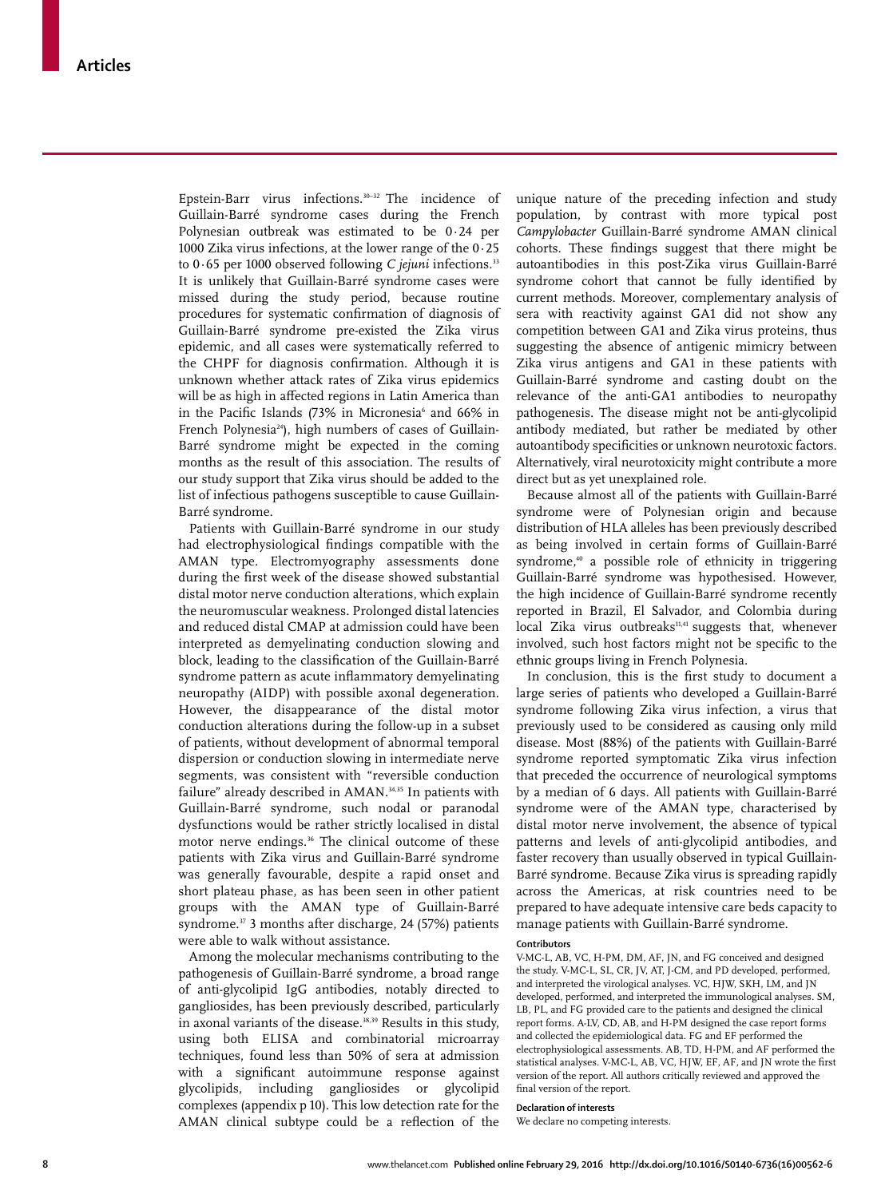Epstein-Barr virus infections.[30–32] The incidence of Guillain-Barré syndrome cases during the French Polynesian outbreak was estimated to be 0·24 per 1000 Zika virus infections, at the lower range of the 0·25 to 0·65 per 1000 observed following *C jejuni* infections.[33] It is unlikely that Guillain-Barré syndrome cases were missed during the study period, because routine procedures for systematic confirmation of diagnosis of Guillain-Barré syndrome pre-existed the Zika virus epidemic, and all cases were systematically referred to the CHPF for diagnosis confirmation. Although it is unknown whether attack rates of Zika virus epidemics will be as high in affected regions in Latin America than in the Pacific Islands (73% in Micronesia[6] and 66% in French Polynesia[24]), high numbers of cases of Guillain-Barré syndrome might be expected in the coming months as the result of this association. The results of our study support that Zika virus should be added to the list of infectious pathogens susceptible to cause Guillain-Barré syndrome.

Patients with Guillain-Barré syndrome in our study had electrophysiological findings compatible with the AMAN type. Electromyography assessments done during the first week of the disease showed substantial distal motor nerve conduction alterations, which explain the neuromuscular weakness. Prolonged distal latencies and reduced distal CMAP at admission could have been interpreted as demyelinating conduction slowing and block, leading to the classification of the Guillain-Barré syndrome pattern as acute inflammatory demyelinating neuropathy (AIDP) with possible axonal degeneration. However, the disappearance of the distal motor conduction alterations during the follow-up in a subset of patients, without development of abnormal temporal dispersion or conduction slowing in intermediate nerve segments, was consistent with "reversible conduction failure" already described in AMAN.[34,35] In patients with Guillain-Barré syndrome, such nodal or paranodal dysfunctions would be rather strictly localised in distal motor nerve endings.[36] The clinical outcome of these patients with Zika virus and Guillain-Barré syndrome was generally favourable, despite a rapid onset and short plateau phase, as has been seen in other patient groups with the AMAN type of Guillain-Barré syndrome.[37] 3 months after discharge, 24 (57%) patients were able to walk without assistance.

Among the molecular mechanisms contributing to the pathogenesis of Guillain-Barré syndrome, a broad range of anti-glycolipid IgG antibodies, notably directed to gangliosides, has been previously described, particularly in axonal variants of the disease.[38,39] Results in this study, using both ELISA and combinatorial microarray techniques, found less than 50% of sera at admission with a significant autoimmune response against glycolipids, including gangliosides or glycolipid complexes (appendix p 10). This low detection rate for the AMAN clinical subtype could be a reflection of the unique nature of the preceding infection and study population, by contrast with more typical post *Campylobacter* Guillain-Barré syndrome AMAN clinical cohorts. These findings suggest that there might be autoantibodies in this post-Zika virus Guillain-Barré syndrome cohort that cannot be fully identified by current methods. Moreover, complementary analysis of sera with reactivity against GA1 did not show any competition between GA1 and Zika virus proteins, thus suggesting the absence of antigenic mimicry between Zika virus antigens and GA1 in these patients with Guillain-Barré syndrome and casting doubt on the relevance of the anti-GA1 antibodies to neuropathy pathogenesis. The disease might not be anti-glycolipid antibody mediated, but rather be mediated by other autoantibody specificities or unknown neurotoxic factors. Alternatively, viral neurotoxicity might contribute a more direct but as yet unexplained role.

Because almost all of the patients with Guillain-Barré syndrome were of Polynesian origin and because distribution of HLA alleles has been previously described as being involved in certain forms of Guillain-Barré syndrome,[40] a possible role of ethnicity in triggering Guillain-Barré syndrome was hypothesised. However, the high incidence of Guillain-Barré syndrome recently reported in Brazil, El Salvador, and Colombia during local Zika virus outbreaks[11,41] suggests that, whenever involved, such host factors might not be specific to the ethnic groups living in French Polynesia.

In conclusion, this is the first study to document a large series of patients who developed a Guillain-Barré syndrome following Zika virus infection, a virus that previously used to be considered as causing only mild disease. Most (88%) of the patients with Guillain-Barré syndrome reported symptomatic Zika virus infection that preceded the occurrence of neurological symptoms by a median of 6 days. All patients with Guillain-Barré syndrome were of the AMAN type, characterised by distal motor nerve involvement, the absence of typical patterns and levels of anti-glycolipid antibodies, and faster recovery than usually observed in typical Guillain-Barré syndrome. Because Zika virus is spreading rapidly across the Americas, at risk countries need to be prepared to have adequate intensive care beds capacity to manage patients with Guillain-Barré syndrome.

#### Contributors

V-MC-L, AB, VC, H-PM, DM, AF, JN, and FG conceived and designed the study. V-MC-L, SL, CR, JV, AT, J-CM, and PD developed, performed, and interpreted the virological analyses. VC, HJW, SKH, LM, and JN developed, performed, and interpreted the immunological analyses. SM, LB, PL, and FG provided care to the patients and designed the clinical report forms. A-LV, CD, AB, and H-PM designed the case report forms and collected the epidemiological data. FG and EF performed the electrophysiological assessments. AB, TD, H-PM, and AF performed the statistical analyses. V-MC-L, AB, VC, HJW, EF, AF, and JN wrote the first version of the report. All authors critically reviewed and approved the final version of the report.

#### Declaration of interests

We declare no competing interests.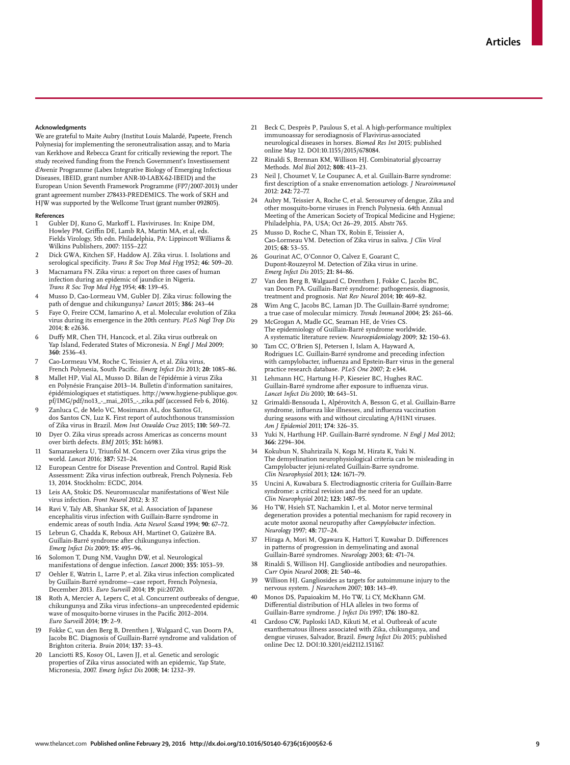### Acknowledgments

We are grateful to Maite Aubry (Institut Louis Malardé, Papeete, French Polynesia) for implementing the seroneutralisation assay, and to Maria van Kerkhove and Rebecca Grant for critically reviewing the report. The study received funding from the French Government's Investissement d'Avenir Programme (Labex Integrative Biology of Emerging Infectious Diseases, IBEID, grant number ANR-10-LABX-62-IBEID) and the European Union Seventh Framework Programme (FP7/2007-2013) under grant agreement number 278433-PREDEMICS. The work of SKH and HJW was supported by the Wellcome Trust (grant number 092805).

### References

1. Gubler DJ, Kuno G, Markoff L. Flaviviruses. In: Knipe DM, Howley PM, Griffin DE, Lamb RA, Martin MA, et al, eds. Fields Virology, 5th edn. Philadelphia, PA: Lippincott Williams & Wilkins Publishers, 2007: 1155–227.
2. Dick GWA, Kitchen SF, Haddow AJ. Zika virus. I. Isolations and serological specificity. *Trans R Soc Trop Med Hyg* 1952; **46:** 509–20.
3. Macnamara FN. Zika virus: a report on three cases of human infection during an epidemic of jaundice in Nigeria. *Trans R Soc Trop Med Hyg* 1954; **48:** 139–45.
4. Musso D, Cao-Lormeau VM, Gubler DJ. Zika virus: following the path of dengue and chikungunya? *Lancet* 2015; **386:** 243–44
5. Faye O, Freire CCM, Iamarino A, et al. Molecular evolution of Zika virus during its emergence in the 20th century. *PLoS Negl Trop Dis* 2014; **8:** e2636.
6. Duffy MR, Chen TH, Hancock, et al. Zika virus outbreak on Yap Island, Federated States of Micronesia. *N Engl J Med* 2009; **360:** 2536–43.
7. Cao-Lormeau VM, Roche C, Teissier A, et al. Zika virus, French Polynesia, South Pacific. *Emerg Infect Dis* 2013; **20:** 1085–86.
8. Mallet HP, Vial AL, Musso D. Bilan de l'épidémie à virus Zika en Polynésie Française 2013–14. Bulletin d'information sanitaires, épidémiologiques et statistiques. http://www.hygiene-publique.gov.pf/IMG/pdf/no13_-_mai_2015_-_zika.pdf (accessed Feb 6, 2016).
9. Zanluca C, de Melo VC, Mosimann AL, dos Santos GI, dos Santos CN, Luz K. First report of autochthonous transmission of Zika virus in Brazil. *Mem Inst Oswaldo Cruz* 2015; **110:** 569–72.
10. Dyer O. Zika virus spreads across Americas as concerns mount over birth defects. *BMJ* 2015; **351:** h6983.
11. Samarasekera U, Triunfol M. Concern over Zika virus grips the world. *Lancet* 2016; **387:** 521–24.
12. European Centre for Disease Prevention and Control. Rapid Risk Assessment: Zika virus infection outbreak, French Polynesia. Feb 13, 2014. Stockholm: ECDC, 2014.
13. Leis AA, Stokic DS. Neuromuscular manifestations of West Nile virus infection. *Front Neurol* 2012; **3:** 37.
14. Ravi V, Taly AB, Shankar SK, et al. Association of Japanese encephalitis virus infection with Guillain-Barre syndrome in endemic areas of south India. *Acta Neurol Scand* 1994; **90:** 67–72.
15. Lebrun G, Chadda K, Reboux AH, Martinet O, Gaüzère BA. Guillain-Barré syndrome after chikungunya infection. *Emerg Infect Dis* 2009; **15:** 495–96.
16. Solomon T, Dung NM, Vaughn DW, et al. Neurological manifestations of dengue infection. *Lancet* 2000; **355:** 1053–59.
17. Oehler E, Watrin L, Larre P, et al. Zika virus infection complicated by Guillain-Barré syndrome—case report, French Polynesia, December 2013. *Euro Surveill* 2014; **19**: pii:20720.
18. Roth A, Mercier A, Lepers C, et al. Concurrent outbreaks of dengue, chikungunya and Zika virus infections–an unprecedented epidemic wave of mosquito-borne viruses in the Pacific 2012–2014. *Euro Surveill* 2014; **19:** 2–9.
19. Fokke C, van den Berg B, Drenthen J, Walgaard C, van Doorn PA, Jacobs BC. Diagnosis of Guillain-Barré syndrome and validation of Brighton criteria. *Brain* 2014; **137:** 33–43.
20. Lanciotti RS, Kosoy OL, Laven JJ, et al. Genetic and serologic properties of Zika virus associated with an epidemic, Yap State, Micronesia, 2007. *Emerg Infect Dis* 2008; **14:** 1232–39.
21. Beck C, Desprès P, Paulous S, et al. A high-performance multiplex immunoassay for serodiagnosis of Flavivirus-associated neurological diseases in horses. *Biomed Res Int* 2015; published online May 12. DOI:10.1155/2015/678084.
22. Rinaldi S, Brennan KM, Willison HJ. Combinatorial glycoarray Methods. *Mol Biol* 2012; **808:** 413–23.
23. Neil J, Choumet V, Le Coupanec A, et al. Guillain-Barre syndrome: first description of a snake envenomation aetiology. *J Neuroimmunol* 2012: **242:** 72–77.
24. Aubry M, Teissier A, Roche C, et al. Serosurvey of dengue, Zika and other mosquito-borne viruses in French Polynesia. 64th Annual Meeting of the American Society of Tropical Medicine and Hygiene; Philadelphia, PA, USA; Oct 26–29, 2015. Abstr 765.
25. Musso D, Roche C, Nhan TX, Robin E, Teissier A, Cao-Lormeau VM. Detection of Zika virus in saliva. *J Clin Virol* 2015; **68:** 53–55.
26. Gourinat AC, O'Connor O, Calvez E, Goarant C, Dupont-Rouzeyrol M. Detection of Zika virus in urine. *Emerg Infect Dis* 2015; **21:** 84–86.
27. Van den Berg B, Walgaard C, Drenthen J, Fokke C, Jacobs BC, van Doorn PA. Guillain-Barré syndrome: pathogenesis, diagnosis, treatment and prognosis. *Nat Rev Neurol* 2014; **10:** 469–82.
28. Wim Ang C, Jacobs BC, Laman JD. The Guillain-Barré syndrome; a true case of molecular mimicry. *Trends Immunol* 2004; **25:** 261–66.
29. McGrogan A, Madle GC, Seaman HE, de Vries CS. The epidemiology of Guillain-Barré syndrome worldwide. A systematic literature review. *Neuroepidemiology* 2009; **32:** 150–63.
30. Tam CC, O'Brien SJ, Petersen I, Islam A, Hayward A, Rodrigues LC. Guillain-Barré syndrome and preceding infection with campylobacter, influenza and Epstein-Barr virus in the general practice research database. *PLoS One* 2007; **2:** e344.
31. Lehmann HC, Hartung H-P, Kieseier BC, Hughes RAC. Guillain-Barré syndrome after exposure to influenza virus. *Lancet Infect Dis* 2010; **10:** 643–51.
32. Grimaldi-Bensouda L, Alpérovitch A, Besson G, et al. Guillain-Barre syndrome, influenza like illnesses, and influenza vaccination during seasons with and without circulating A/H1N1 viruses. *Am J Epidemiol* 2011; **174:** 326–35.
33. Yuki N, Harthung HP. Guillain-Barré syndrome. *N Engl J Med* 2012; **366:** 2294–304.
34. Kokubun N, Shahrizaila N, Koga M, Hirata K, Yuki N. The demyelination neurophysiological criteria can be misleading in Campylobacter jejuni-related Guillain-Barre syndrome. *Clin Neurophysiol* 2013; **124:** 1671–79.
35. Uncini A, Kuwabara S. Electrodiagnostic criteria for Guillain-Barre syndrome: a critical revision and the need for an update. *Clin Neurophysiol* 2012; **123:** 1487–95.
36. Ho TW, Hsieh ST, Nachamkin I, et al. Motor nerve terminal degeneration provides a potential mechanism for rapid recovery in acute motor axonal neuropathy after *Campylobacter* infection. *Neurology* 1997; **48:** 717–24.
37. Hiraga A, Mori M, Ogawara K, Hattori T, Kuwabar D. Differences in patterns of progression in demyelinating and axonal Guillain-Barré syndromes. *Neurology* 2003; **61:** 471–74.
38. Rinaldi S, Willison HJ. Ganglioside antibodies and neuropathies. *Curr Opin Neurol* 2008; **21:** 540–46.
39. Willison HJ. Gangliosides as targets for autoimmune injury to the nervous system. *J Neurochem* 2007; **103:** 143–49.
40. Monos DS, Papaioakim M, Ho TW, Li CY, McKhann GM. Differential distribution of HLA alleles in two forms of Guillain-Barre syndrome. *J Infect Dis* 1997; **176:** 180–82.
41. Cardoso CW, Paploski IAD, Kikuti M, et al. Outbreak of acute exanthematous illness associated with Zika, chikungunya, and dengue viruses, Salvador, Brazil. *Emerg Infect Dis* 2015; published online Dec 12. DOI:10.3201/eid2112.151167.